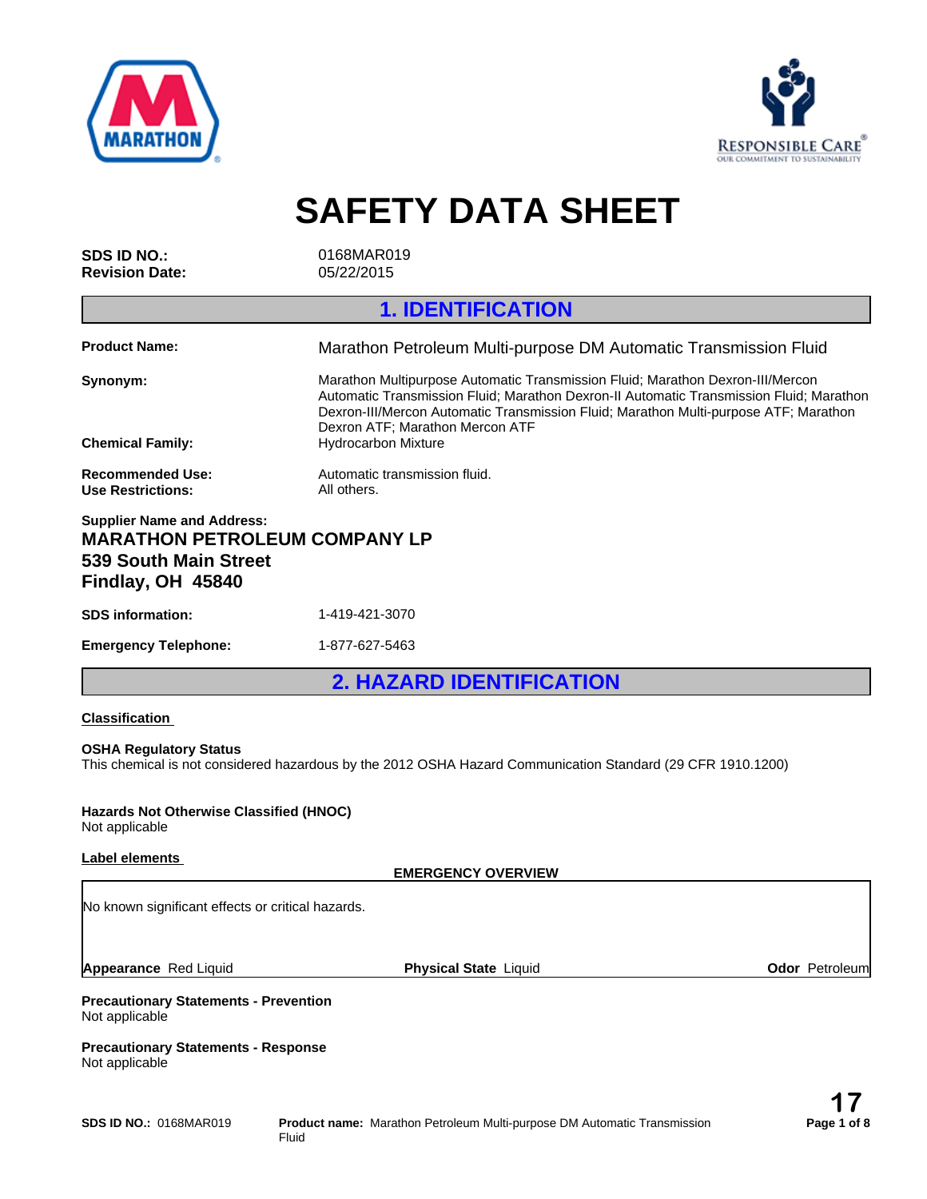# SAFETY DATA SHEET

**SDS ID NO.:** 0168MAR019
**Revision Date:** 05/22/2015

## 1. IDENTIFICATION

**Product Name:** Marathon Petroleum Multi-purpose DM Automatic Transmission Fluid

**Synonym:** Marathon Multipurpose Automatic Transmission Fluid; Marathon Dexron-III/Mercon Automatic Transmission Fluid; Marathon Dexron-II Automatic Transmission Fluid; Marathon Dexron-III/Mercon Automatic Transmission Fluid; Marathon Multi-purpose ATF; Marathon Dexron ATF; Marathon Mercon ATF

**Chemical Family:** Hydrocarbon Mixture

**Recommended Use:** Automatic transmission fluid.
**Use Restrictions:** All others.

**Supplier Name and Address:**
**MARATHON PETROLEUM COMPANY LP**
**539 South Main Street**
**Findlay, OH 45840**

**SDS information:** 1-419-421-3070

**Emergency Telephone:** 1-877-627-5463

## 2. HAZARD IDENTIFICATION

**Classification**

**OSHA Regulatory Status**
This chemical is not considered hazardous by the 2012 OSHA Hazard Communication Standard (29 CFR 1910.1200)

**Hazards Not Otherwise Classified (HNOC)**
Not applicable

**Label elements**

**EMERGENCY OVERVIEW**

No known significant effects or critical hazards.

**Appearance** Red Liquid | **Physical State** Liquid | **Odor** Petroleum

**Precautionary Statements - Prevention**
Not applicable

**Precautionary Statements - Response**
Not applicable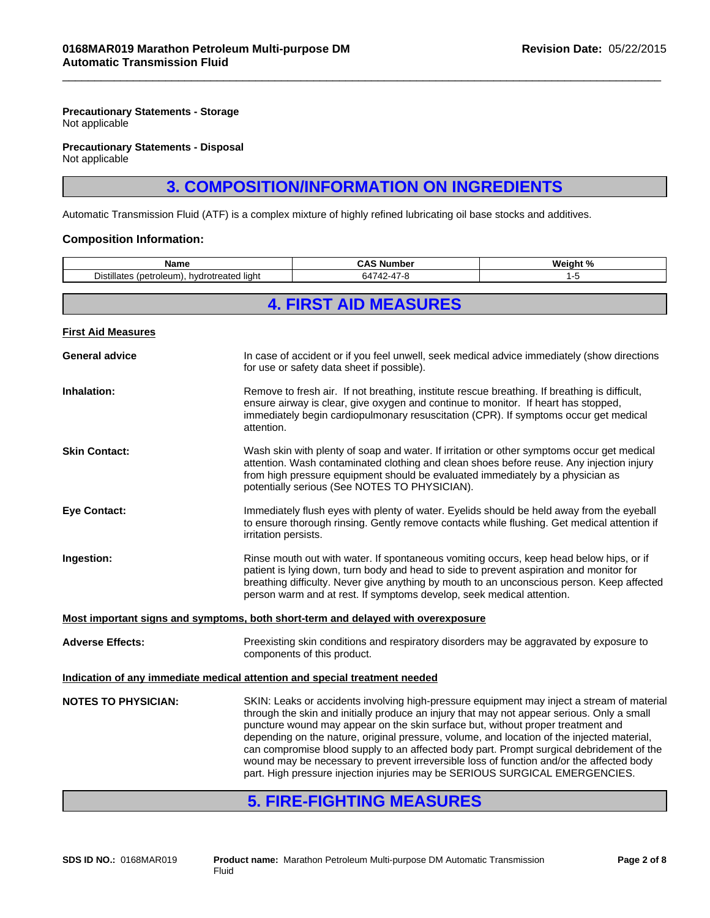**Precautionary Statements - Storage**
Not applicable

**Precautionary Statements - Disposal**
Not applicable

## 3. COMPOSITION/INFORMATION ON INGREDIENTS

Automatic Transmission Fluid (ATF) is a complex mixture of highly refined lubricating oil base stocks and additives.

### Composition Information:

| Name | CAS Number | Weight % |
| --- | --- | --- |
| Distillates (petroleum), hydrotreated light | 64742-47-8 | 1-5 |

## 4. FIRST AID MEASURES

**First Aid Measures**

**General advice**
In case of accident or if you feel unwell, seek medical advice immediately (show directions for use or safety data sheet if possible).

**Inhalation:**
Remove to fresh air. If not breathing, institute rescue breathing. If breathing is difficult, ensure airway is clear, give oxygen and continue to monitor. If heart has stopped, immediately begin cardiopulmonary resuscitation (CPR). If symptoms occur get medical attention.

**Skin Contact:**
Wash skin with plenty of soap and water. If irritation or other symptoms occur get medical attention. Wash contaminated clothing and clean shoes before reuse. Any injection injury from high pressure equipment should be evaluated immediately by a physician as potentially serious (See NOTES TO PHYSICIAN).

**Eye Contact:**
Immediately flush eyes with plenty of water. Eyelids should be held away from the eyeball to ensure thorough rinsing. Gently remove contacts while flushing. Get medical attention if irritation persists.

**Ingestion:**
Rinse mouth out with water. If spontaneous vomiting occurs, keep head below hips, or if patient is lying down, turn body and head to side to prevent aspiration and monitor for breathing difficulty. Never give anything by mouth to an unconscious person. Keep affected person warm and at rest. If symptoms develop, seek medical attention.

**Most important signs and symptoms, both short-term and delayed with overexposure**

**Adverse Effects:**
Preexisting skin conditions and respiratory disorders may be aggravated by exposure to components of this product.

**Indication of any immediate medical attention and special treatment needed**

**NOTES TO PHYSICIAN:**
SKIN: Leaks or accidents involving high-pressure equipment may inject a stream of material through the skin and initially produce an injury that may not appear serious. Only a small puncture wound may appear on the skin surface but, without proper treatment and depending on the nature, original pressure, volume, and location of the injected material, can compromise blood supply to an affected body part. Prompt surgical debridement of the wound may be necessary to prevent irreversible loss of function and/or the affected body part. High pressure injection injuries may be SERIOUS SURGICAL EMERGENCIES.

## 5. FIRE-FIGHTING MEASURES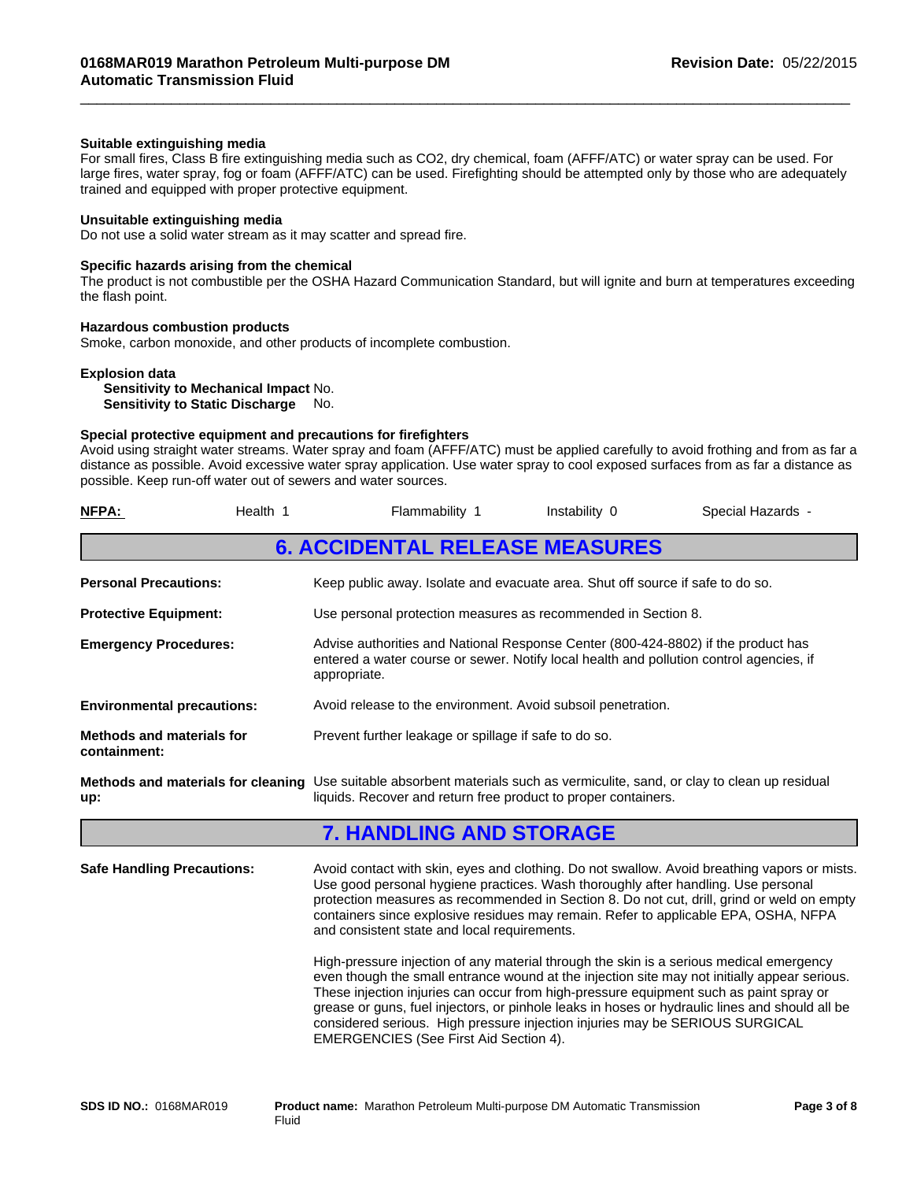**Suitable extinguishing media**

For small fires, Class B fire extinguishing media such as $CO_2$, dry chemical, foam (AFFF/ATC) or water spray can be used. For large fires, water spray, fog or foam (AFFF/ATC) can be used. Firefighting should be attempted only by those who are adequately trained and equipped with proper protective equipment.

**Unsuitable extinguishing media**

Do not use a solid water stream as it may scatter and spread fire.

**Specific hazards arising from the chemical**

The product is not combustible per the OSHA Hazard Communication Standard, but will ignite and burn at temperatures exceeding the flash point.

**Hazardous combustion products**

Smoke, carbon monoxide, and other products of incomplete combustion.

**Explosion data**

**Sensitivity to Mechanical Impact** No.
**Sensitivity to Static Discharge** No.

**Special protective equipment and precautions for firefighters**

Avoid using straight water streams. Water spray and foam (AFFF/ATC) must be applied carefully to avoid frothing and from as far a distance as possible. Avoid excessive water spray application. Use water spray to cool exposed surfaces from as far a distance as possible. Keep run-off water out of sewers and water sources.

| NFPA: | Health 1 | Flammability 1 | Instability 0 | Special Hazards - |
|---|---|---|---|---|

## 6. ACCIDENTAL RELEASE MEASURES

**Personal Precautions:** Keep public away. Isolate and evacuate area. Shut off source if safe to do so.

**Protective Equipment:** Use personal protection measures as recommended in Section 8.

**Emergency Procedures:** Advise authorities and National Response Center (800-424-8802) if the product has entered a water course or sewer. Notify local health and pollution control agencies, if appropriate.

**Environmental precautions:** Avoid release to the environment. Avoid subsoil penetration.

**Methods and materials for containment:** Prevent further leakage or spillage if safe to do so.

**Methods and materials for cleaning up:** Use suitable absorbent materials such as vermiculite, sand, or clay to clean up residual liquids. Recover and return free product to proper containers.

## 7. HANDLING AND STORAGE

**Safe Handling Precautions:** Avoid contact with skin, eyes and clothing. Do not swallow. Avoid breathing vapors or mists. Use good personal hygiene practices. Wash thoroughly after handling. Use personal protection measures as recommended in Section 8. Do not cut, drill, grind or weld on empty containers since explosive residues may remain. Refer to applicable EPA, OSHA, NFPA and consistent state and local requirements.

High-pressure injection of any material through the skin is a serious medical emergency even though the small entrance wound at the injection site may not initially appear serious. These injection injuries can occur from high-pressure equipment such as paint spray or grease or guns, fuel injectors, or pinhole leaks in hoses or hydraulic lines and should all be considered serious. High pressure injection injuries may be SERIOUS SURGICAL EMERGENCIES (See First Aid Section 4).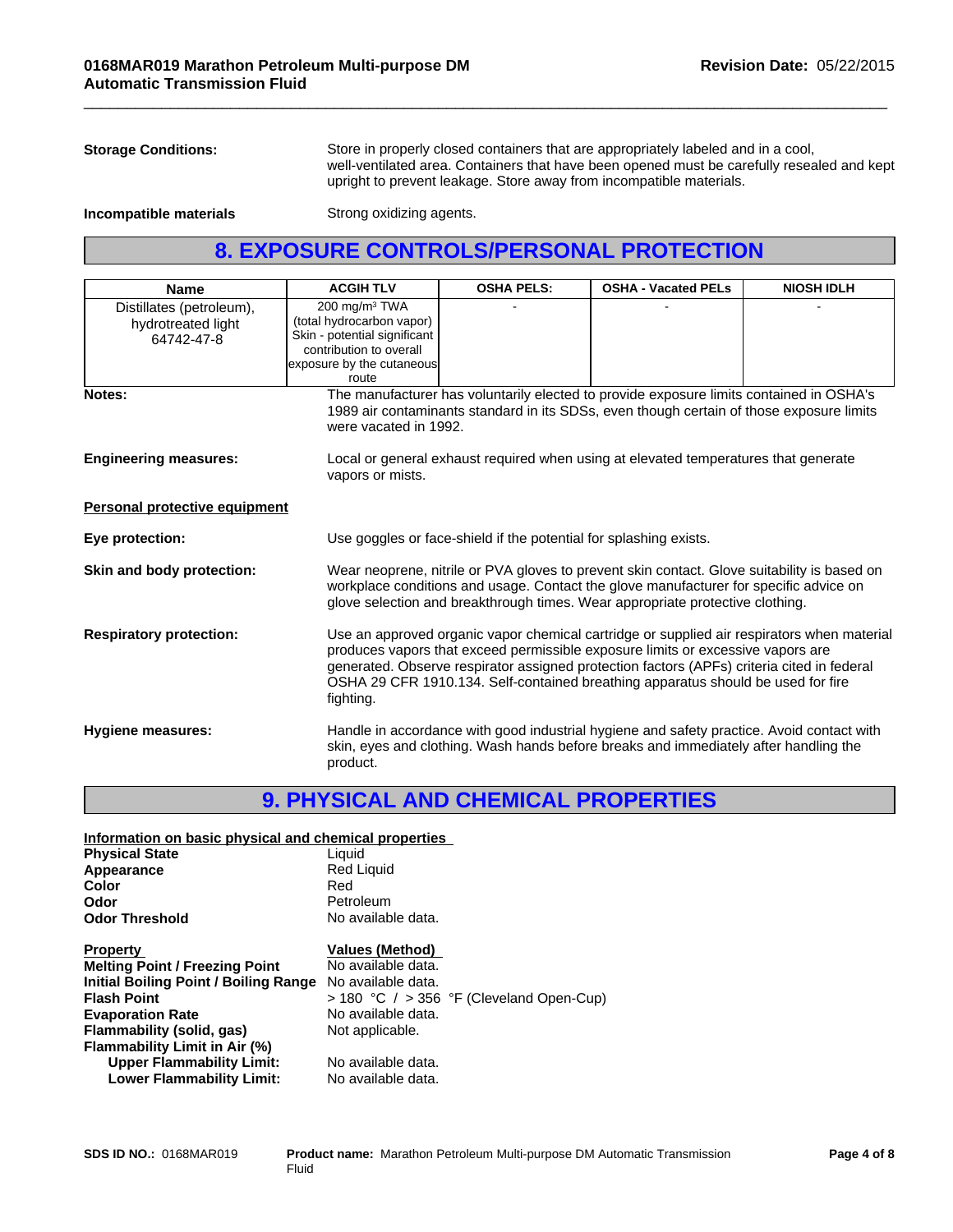**Storage Conditions:** Store in properly closed containers that are appropriately labeled and in a cool, well-ventilated area. Containers that have been opened must be carefully resealed and kept upright to prevent leakage. Store away from incompatible materials.

**Incompatible materials** Strong oxidizing agents.

## 8. EXPOSURE CONTROLS/PERSONAL PROTECTION

| Name | ACGIH TLV | OSHA PELS: | OSHA - Vacated PELs | NIOSH IDLH |
|---|---|---|---|---|
| Distillates (petroleum), hydrotreated light 64742-47-8 | 200 mg/m³ TWA (total hydrocarbon vapor) Skin - potential significant contribution to overall exposure by the cutaneous route | - | - | - |

**Notes:** The manufacturer has voluntarily elected to provide exposure limits contained in OSHA's 1989 air contaminants standard in its SDSs, even though certain of those exposure limits were vacated in 1992.

**Engineering measures:** Local or general exhaust required when using at elevated temperatures that generate vapors or mists.

**Personal protective equipment**

**Eye protection:** Use goggles or face-shield if the potential for splashing exists.

**Skin and body protection:** Wear neoprene, nitrile or PVA gloves to prevent skin contact. Glove suitability is based on workplace conditions and usage. Contact the glove manufacturer for specific advice on glove selection and breakthrough times. Wear appropriate protective clothing.

**Respiratory protection:** Use an approved organic vapor chemical cartridge or supplied air respirators when material produces vapors that exceed permissible exposure limits or excessive vapors are generated. Observe respirator assigned protection factors (APFs) criteria cited in federal OSHA 29 CFR 1910.134. Self-contained breathing apparatus should be used for fire fighting.

**Hygiene measures:** Handle in accordance with good industrial hygiene and safety practice. Avoid contact with skin, eyes and clothing. Wash hands before breaks and immediately after handling the product.

## 9. PHYSICAL AND CHEMICAL PROPERTIES

**Information on basic physical and chemical properties**

| | |
|---|---|
| **Physical State** | Liquid |
| **Appearance** | Red Liquid |
| **Color** | Red |
| **Odor** | Petroleum |
| **Odor Threshold** | No available data. |

| **Property** | **Values (Method)** |
|---|---|
| **Melting Point / Freezing Point** | No available data. |
| **Initial Boiling Point / Boiling Range** | No available data. |
| **Flash Point** | > 180 °C / > 356 °F (Cleveland Open-Cup) |
| **Evaporation Rate** | No available data. |
| **Flammability (solid, gas)** | Not applicable. |
| **Flammability Limit in Air (%)** | |
| **Upper Flammability Limit:** | No available data. |
| **Lower Flammability Limit:** | No available data. |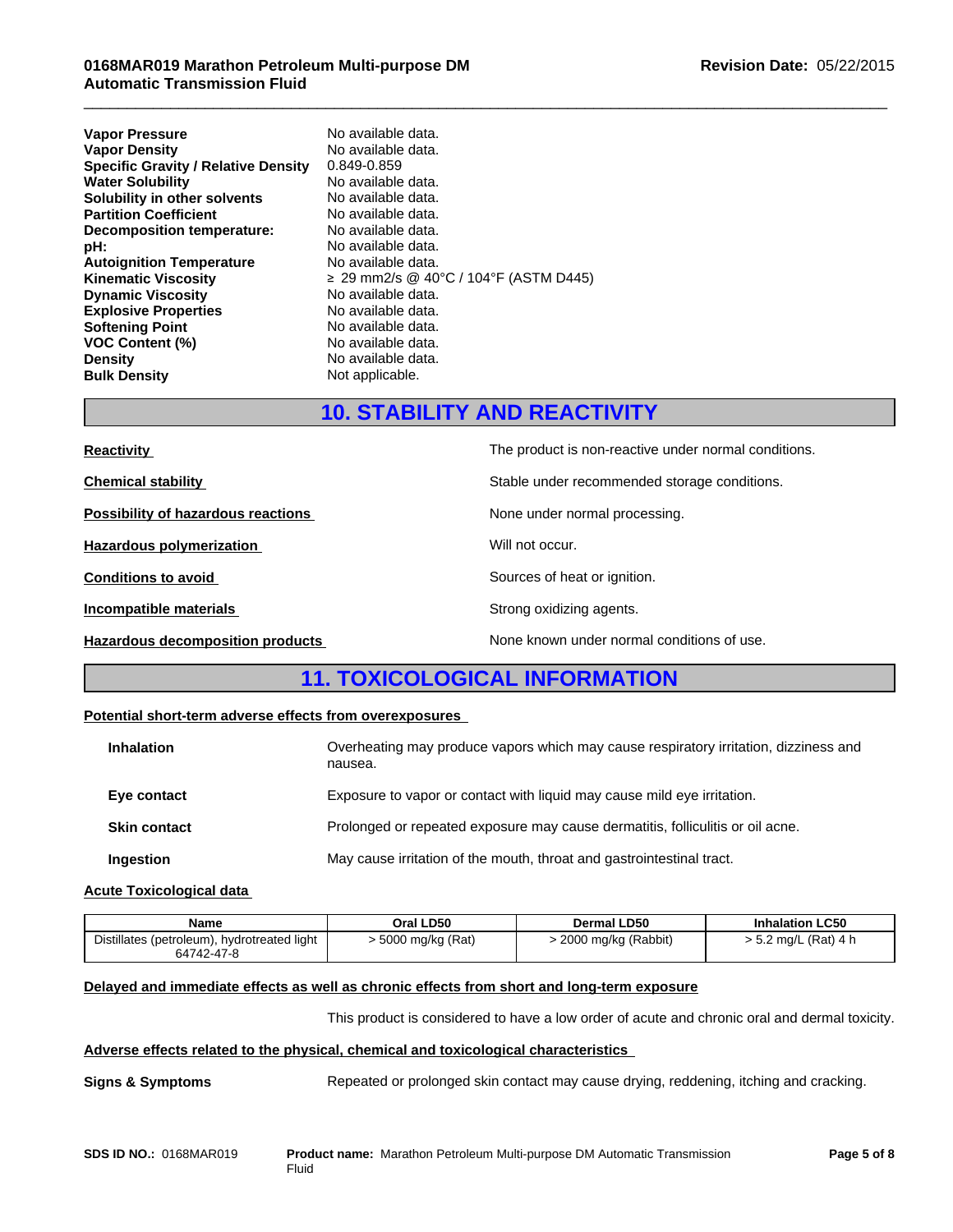| | |
|---|---|
| **Vapor Pressure** | No available data. |
| **Vapor Density** | No available data. |
| **Specific Gravity / Relative Density** | 0.849-0.859 |
| **Water Solubility** | No available data. |
| **Solubility in other solvents** | No available data. |
| **Partition Coefficient** | No available data. |
| **Decomposition temperature:** | No available data. |
| **pH:** | No available data. |
| **Autoignition Temperature** | No available data. |
| **Kinematic Viscosity** | ≥ 29 mm2/s @ 40°C / 104°F (ASTM D445) |
| **Dynamic Viscosity** | No available data. |
| **Explosive Properties** | No available data. |
| **Softening Point** | No available data. |
| **VOC Content (%)** | No available data. |
| **Density** | No available data. |
| **Bulk Density** | Not applicable. |

## 10. STABILITY AND REACTIVITY

**Reactivity** — The product is non-reactive under normal conditions.

**Chemical stability** — Stable under recommended storage conditions.

**Possibility of hazardous reactions** — None under normal processing.

**Hazardous polymerization** — Will not occur.

**Conditions to avoid** — Sources of heat or ignition.

**Incompatible materials** — Strong oxidizing agents.

**Hazardous decomposition products** — None known under normal conditions of use.

## 11. TOXICOLOGICAL INFORMATION

**Potential short-term adverse effects from overexposures**

**Inhalation** — Overheating may produce vapors which may cause respiratory irritation, dizziness and nausea.

**Eye contact** — Exposure to vapor or contact with liquid may cause mild eye irritation.

**Skin contact** — Prolonged or repeated exposure may cause dermatitis, folliculitis or oil acne.

**Ingestion** — May cause irritation of the mouth, throat and gastrointestinal tract.

**Acute Toxicological data**

| Name | Oral LD50 | Dermal LD50 | Inhalation LC50 |
|---|---|---|---|
| Distillates (petroleum), hydrotreated light 64742-47-8 | > 5000 mg/kg (Rat) | > 2000 mg/kg (Rabbit) | > 5.2 mg/L (Rat) 4 h |

**Delayed and immediate effects as well as chronic effects from short and long-term exposure**

This product is considered to have a low order of acute and chronic oral and dermal toxicity.

**Adverse effects related to the physical, chemical and toxicological characteristics**

**Signs & Symptoms** — Repeated or prolonged skin contact may cause drying, reddening, itching and cracking.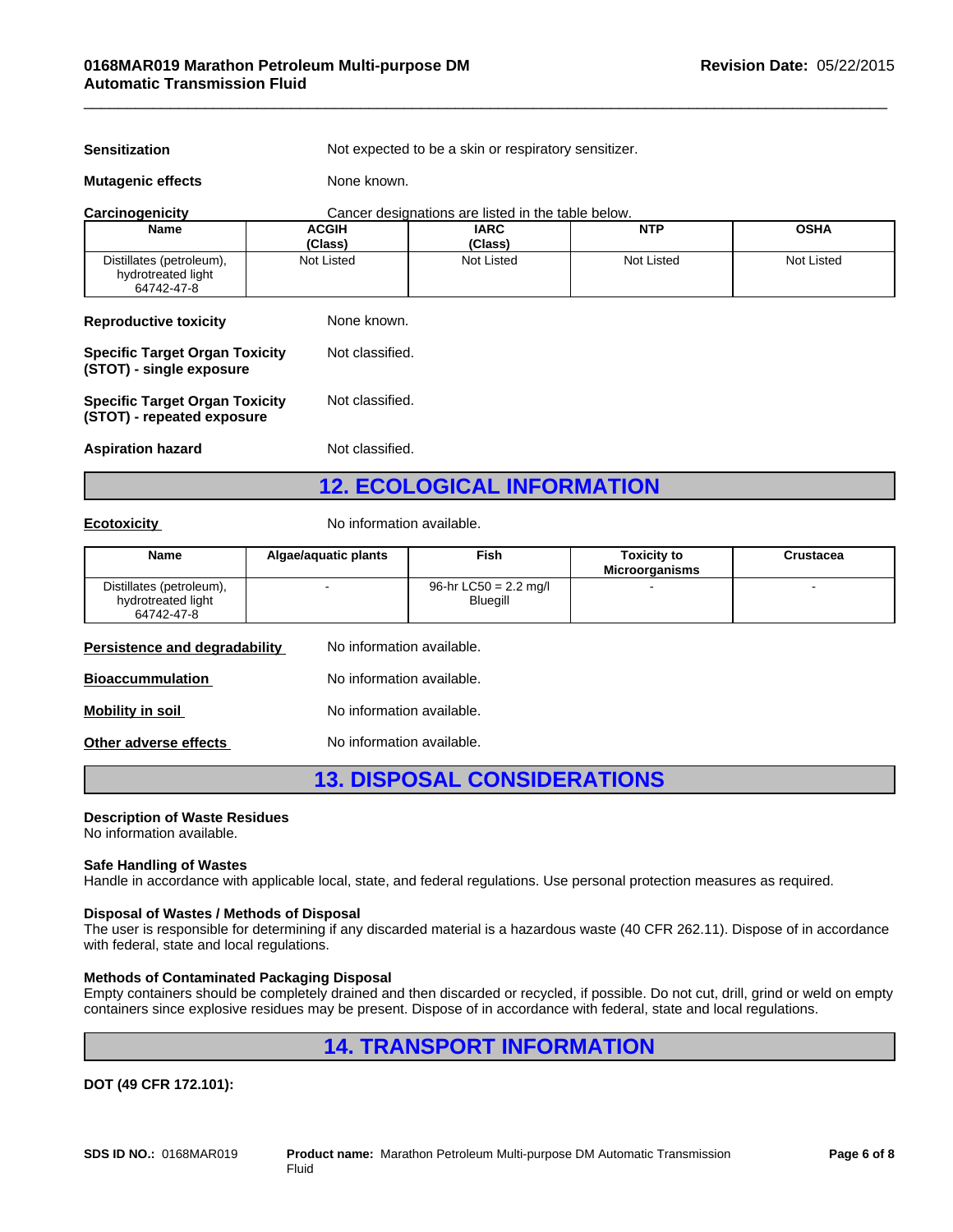**Sensitization** Not expected to be a skin or respiratory sensitizer.

**Mutagenic effects** None known.

**Carcinogenicity** Cancer designations are listed in the table below.

| Name | ACGIH (Class) | IARC (Class) | NTP | OSHA |
|---|---|---|---|---|
| Distillates (petroleum), hydrotreated light 64742-47-8 | Not Listed | Not Listed | Not Listed | Not Listed |

**Reproductive toxicity** None known.

**Specific Target Organ Toxicity (STOT) - single exposure** Not classified.

**Specific Target Organ Toxicity (STOT) - repeated exposure** Not classified.

**Aspiration hazard** Not classified.

## 12. ECOLOGICAL INFORMATION

**Ecotoxicity** No information available.

| Name | Algae/aquatic plants | Fish | Toxicity to Microorganisms | Crustacea |
|---|---|---|---|---|
| Distillates (petroleum), hydrotreated light 64742-47-8 | - | 96-hr LC50 = 2.2 mg/l Bluegill | - | - |

**Persistence and degradability** No information available.

**Bioaccummulation** No information available.

**Mobility in soil** No information available.

**Other adverse effects** No information available.

## 13. DISPOSAL CONSIDERATIONS

**Description of Waste Residues**
No information available.

**Safe Handling of Wastes**
Handle in accordance with applicable local, state, and federal regulations. Use personal protection measures as required.

**Disposal of Wastes / Methods of Disposal**
The user is responsible for determining if any discarded material is a hazardous waste (40 CFR 262.11). Dispose of in accordance with federal, state and local regulations.

**Methods of Contaminated Packaging Disposal**
Empty containers should be completely drained and then discarded or recycled, if possible. Do not cut, drill, grind or weld on empty containers since explosive residues may be present. Dispose of in accordance with federal, state and local regulations.

## 14. TRANSPORT INFORMATION

**DOT (49 CFR 172.101):**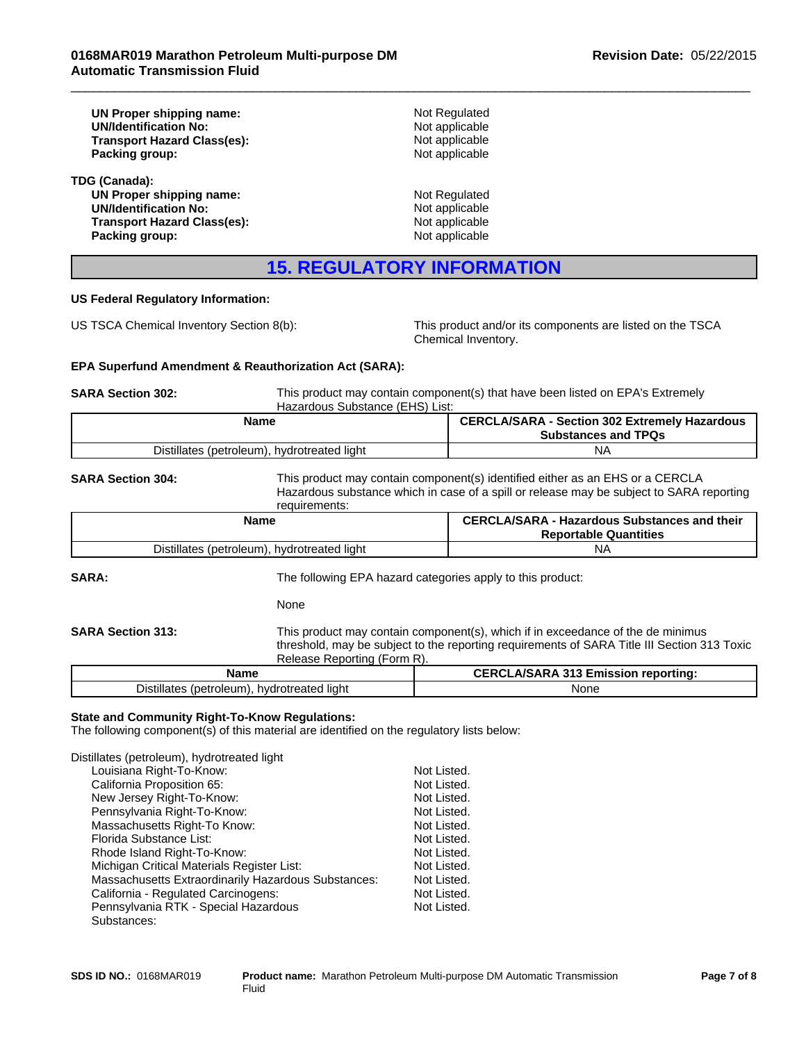| | |
|---|---|
| **UN Proper shipping name:** | Not Regulated |
| **UN/Identification No:** | Not applicable |
| **Transport Hazard Class(es):** | Not applicable |
| **Packing group:** | Not applicable |

**TDG (Canada):**

| | |
|---|---|
| **UN Proper shipping name:** | Not Regulated |
| **UN/Identification No:** | Not applicable |
| **Transport Hazard Class(es):** | Not applicable |
| **Packing group:** | Not applicable |

## 15. REGULATORY INFORMATION

**US Federal Regulatory Information:**

US TSCA Chemical Inventory Section 8(b): This product and/or its components are listed on the TSCA Chemical Inventory.

**EPA Superfund Amendment & Reauthorization Act (SARA):**

**SARA Section 302:** This product may contain component(s) that have been listed on EPA's Extremely Hazardous Substance (EHS) List:

| Name | CERCLA/SARA - Section 302 Extremely Hazardous Substances and TPQs |
|---|---|
| Distillates (petroleum), hydrotreated light | NA |

**SARA Section 304:** This product may contain component(s) identified either as an EHS or a CERCLA Hazardous substance which in case of a spill or release may be subject to SARA reporting requirements:

| Name | CERCLA/SARA - Hazardous Substances and their Reportable Quantities |
|---|---|
| Distillates (petroleum), hydrotreated light | NA |

**SARA:** The following EPA hazard categories apply to this product:

None

**SARA Section 313:** This product may contain component(s), which if in exceedance of the de minimus threshold, may be subject to the reporting requirements of SARA Title III Section 313 Toxic Release Reporting (Form R).

| Name | CERCLA/SARA 313 Emission reporting: |
|---|---|
| Distillates (petroleum), hydrotreated light | None |

**State and Community Right-To-Know Regulations:**
The following component(s) of this material are identified on the regulatory lists below:

Distillates (petroleum), hydrotreated light

| | |
|---|---|
| Louisiana Right-To-Know: | Not Listed. |
| California Proposition 65: | Not Listed. |
| New Jersey Right-To-Know: | Not Listed. |
| Pennsylvania Right-To-Know: | Not Listed. |
| Massachusetts Right-To Know: | Not Listed. |
| Florida Substance List: | Not Listed. |
| Rhode Island Right-To-Know: | Not Listed. |
| Michigan Critical Materials Register List: | Not Listed. |
| Massachusetts Extraordinarily Hazardous Substances: | Not Listed. |
| California - Regulated Carcinogens: | Not Listed. |
| Pennsylvania RTK - Special Hazardous Substances: | Not Listed. |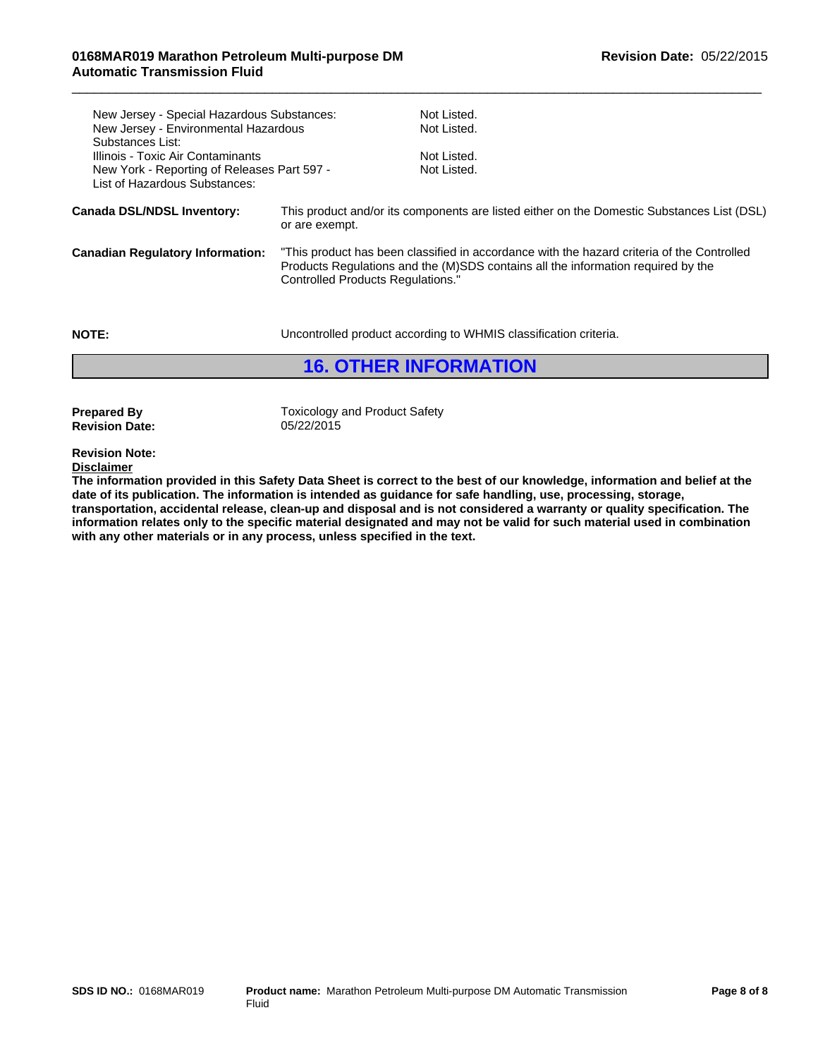| | |
|---|---|
| New Jersey - Special Hazardous Substances: | Not Listed. |
| New Jersey - Environmental Hazardous Substances List: | Not Listed. |
| Illinois - Toxic Air Contaminants | Not Listed. |
| New York - Reporting of Releases Part 597 - List of Hazardous Substances: | Not Listed. |

**Canada DSL/NDSL Inventory:** This product and/or its components are listed either on the Domestic Substances List (DSL) or are exempt.

**Canadian Regulatory Information:** "This product has been classified in accordance with the hazard criteria of the Controlled Products Regulations and the (M)SDS contains all the information required by the Controlled Products Regulations."

**NOTE:** Uncontrolled product according to WHMIS classification criteria.

## 16. OTHER INFORMATION

**Prepared By** Toxicology and Product Safety
**Revision Date:** 05/22/2015

**Revision Note:**

**Disclaimer**

**The information provided in this Safety Data Sheet is correct to the best of our knowledge, information and belief at the date of its publication. The information is intended as guidance for safe handling, use, processing, storage, transportation, accidental release, clean-up and disposal and is not considered a warranty or quality specification. The information relates only to the specific material designated and may not be valid for such material used in combination with any other materials or in any process, unless specified in the text.**